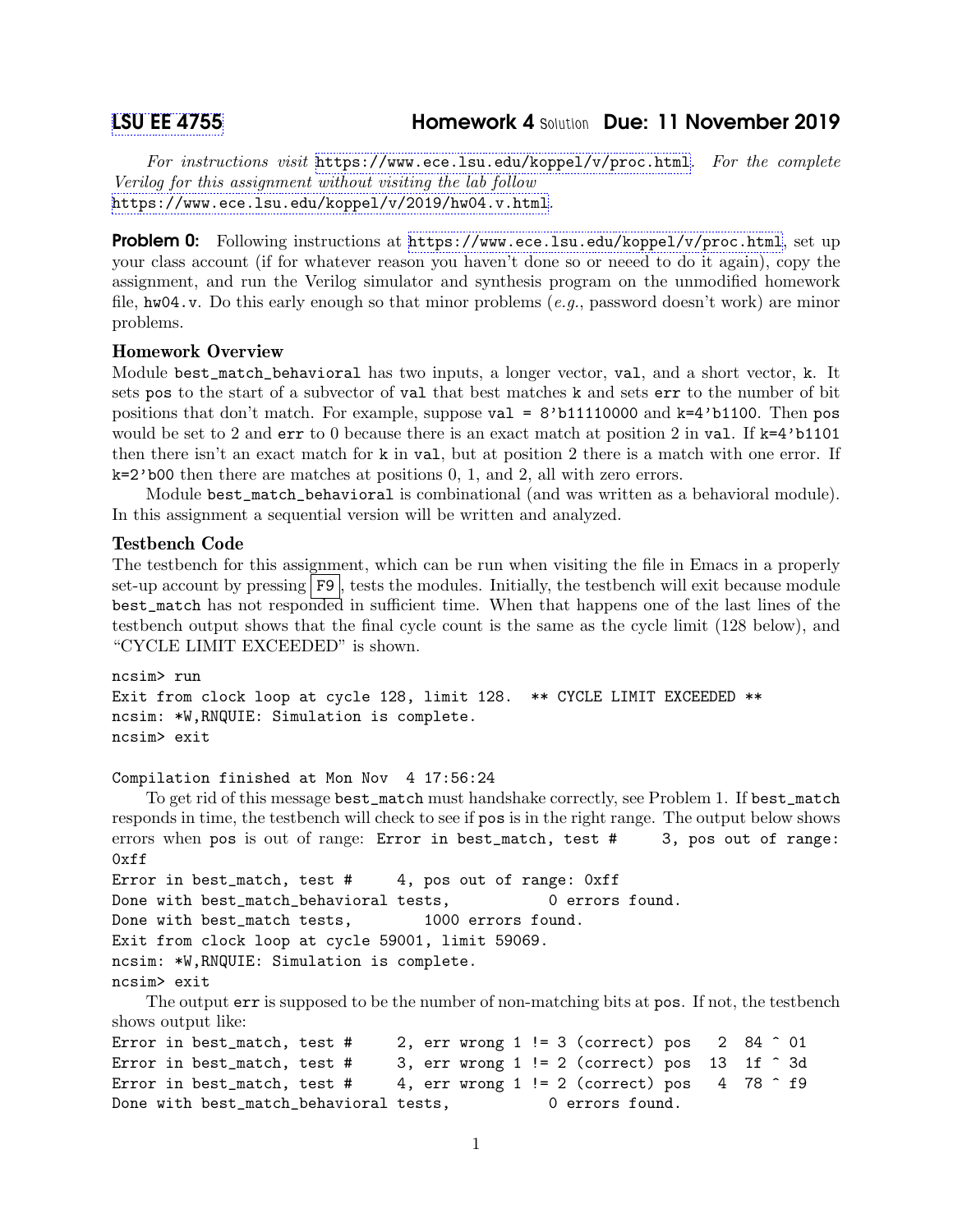# LSU EE 4755 Homework 4 Solution Due: 11 November 2019

*For instructions visit* https://www.ece.lsu.edu/koppel/v/proc.html. *For the complete Verilog for this assignment without visiting the lab follow* https://www.ece.lsu.edu/koppel/v/2019/hw04.v.html.

**Problem 0:** Following instructions at https://www.ece.lsu.edu/koppel/v/proc.html, set up your class account (if for whatever reason you haven't done so or neeed to do it again), copy the assignment, and run the Verilog simulator and synthesis program on the unmodified homework file, hw04.v. Do this early enough so that minor problems (*e.g.*, password doesn't work) are minor problems.

### Homework Overview

Module best_match_behavioral has two inputs, a longer vector, val, and a short vector, k. It sets pos to the start of a subvector of val that best matches k and sets err to the number of bit positions that don't match. For example, suppose val = 8'b11110000 and k=4'b1100. Then pos would be set to 2 and err to 0 because there is an exact match at position 2 in val. If k=4'b1101 then there isn't an exact match for k in val, but at position 2 there is a match with one error. If k=2'b00 then there are matches at positions 0, 1, and 2, all with zero errors.

Module best_match_behavioral is combinational (and was written as a behavioral module). In this assignment a sequential version will be written and analyzed.

### Testbench Code

The testbench for this assignment, which can be run when visiting the file in Emacs in a properly set-up account by pressing F9, tests the modules. Initially, the testbench will exit because module best_match has not responded in sufficient time. When that happens one of the last lines of the testbench output shows that the final cycle count is the same as the cycle limit (128 below), and "CYCLE LIMIT EXCEEDED" is shown.

```
ncsim> run
Exit from clock loop at cycle 128, limit 128.  ** CYCLE LIMIT EXCEEDED **
ncsim: *W,RNQUIE: Simulation is complete.
ncsim> exit

Compilation finished at Mon Nov  4 17:56:24
```

To get rid of this message best_match must handshake correctly, see Problem 1. If best_match responds in time, the testbench will check to see if pos is in the right range. The output below shows errors when pos is out of range:

```
Error in best_match, test #     3, pos out of range: 0xff
Error in best_match, test #     4, pos out of range: 0xff
Done with best_match_behavioral tests,           0 errors found.
Done with best_match tests,        1000 errors found.
Exit from clock loop at cycle 59001, limit 59069.
ncsim: *W,RNQUIE: Simulation is complete.
ncsim> exit
```

The output err is supposed to be the number of non-matching bits at pos. If not, the testbench shows output like:

```
Error in best_match, test #     2, err wrong 1 != 3 (correct) pos   2  84 ^ 01
Error in best_match, test #     3, err wrong 1 != 2 (correct) pos  13  1f ^ 3d
Error in best_match, test #     4, err wrong 1 != 2 (correct) pos   4  78 ^ f9
Done with best_match_behavioral tests,           0 errors found.
```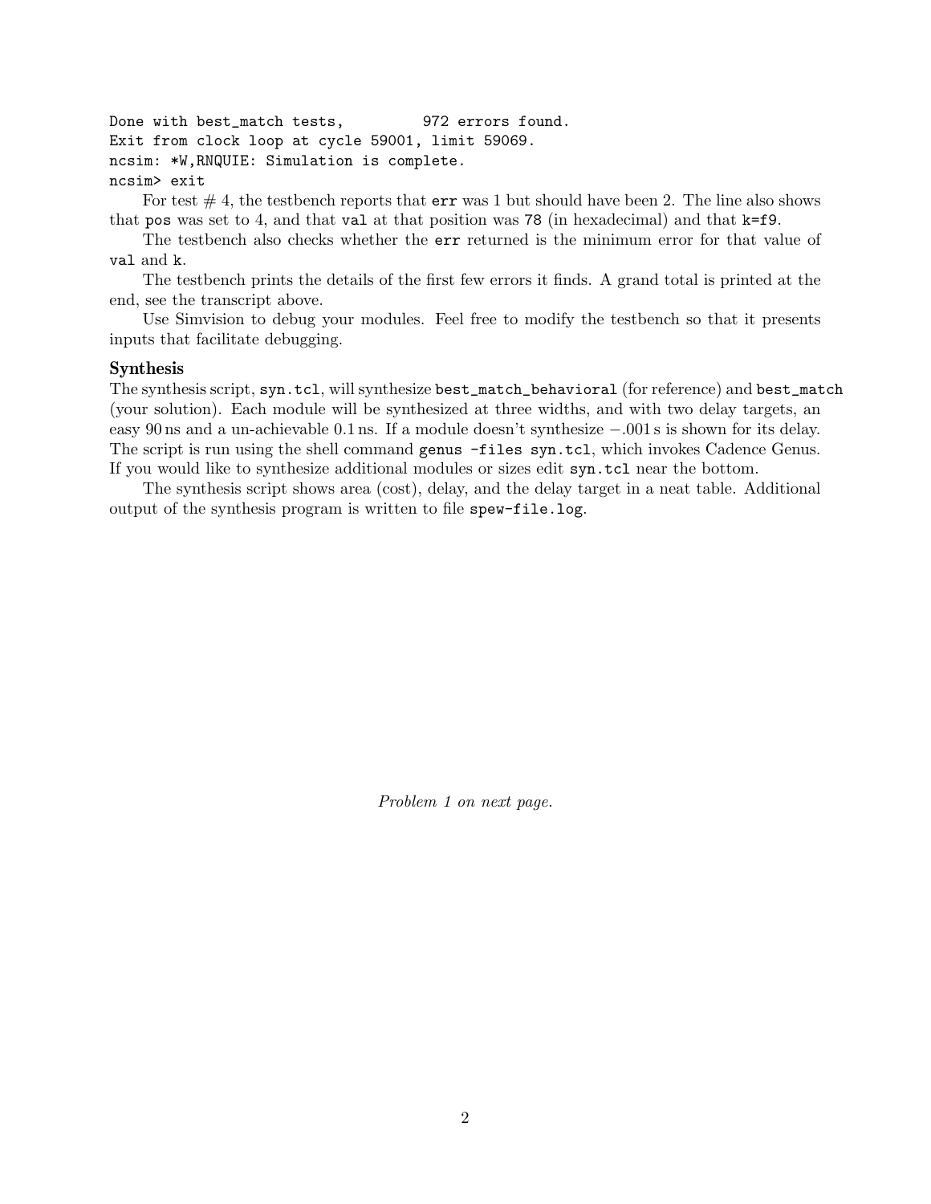```
Done with best_match tests,         972 errors found.
Exit from clock loop at cycle 59001, limit 59069.
ncsim: *W,RNQUIE: Simulation is complete.
ncsim> exit
```

For test # 4, the testbench reports that `err` was 1 but should have been 2. The line also shows that `pos` was set to 4, and that `val` at that position was `78` (in hexadecimal) and that `k=f9`.

The testbench also checks whether the `err` returned is the minimum error for that value of `val` and `k`.

The testbench prints the details of the first few errors it finds. A grand total is printed at the end, see the transcript above.

Use Simvision to debug your modules. Feel free to modify the testbench so that it presents inputs that facilitate debugging.

### Synthesis

The synthesis script, `syn.tcl`, will synthesize `best_match_behavioral` (for reference) and `best_match` (your solution). Each module will be synthesized at three widths, and with two delay targets, an easy 90 ns and a un-achievable 0.1 ns. If a module doesn't synthesize −.001 s is shown for its delay. The script is run using the shell command `genus -files syn.tcl`, which invokes Cadence Genus. If you would like to synthesize additional modules or sizes edit `syn.tcl` near the bottom.

The synthesis script shows area (cost), delay, and the delay target in a neat table. Additional output of the synthesis program is written to file `spew-file.log`.

*Problem 1 on next page.*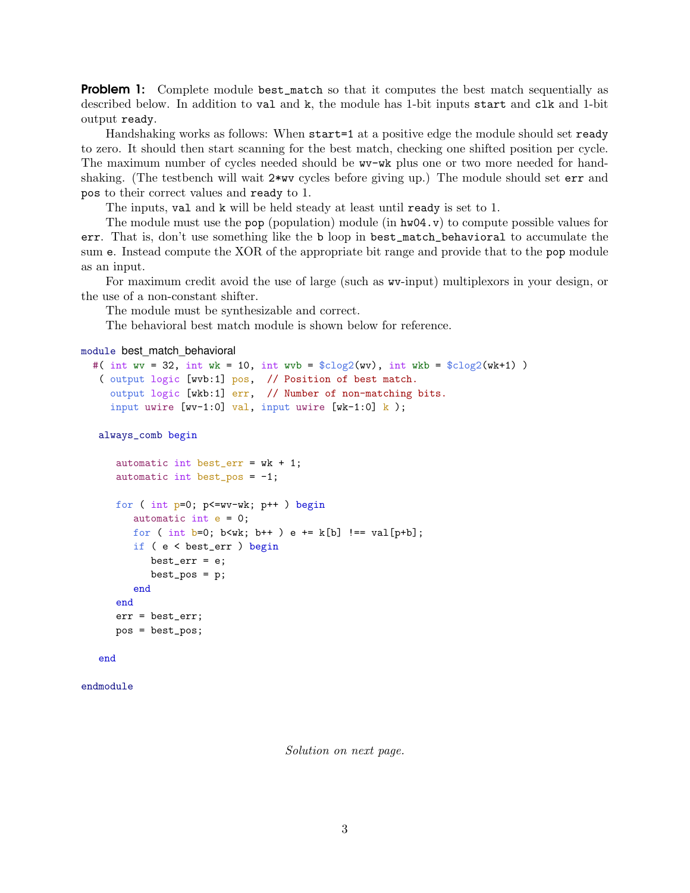**Problem 1:** Complete module `best_match` so that it computes the best match sequentially as described below. In addition to `val` and `k`, the module has 1-bit inputs `start` and `clk` and 1-bit output `ready`.

Handshaking works as follows: When `start=1` at a positive edge the module should set `ready` to zero. It should then start scanning for the best match, checking one shifted position per cycle. The maximum number of cycles needed should be `wv-wk` plus one or two more needed for handshaking. (The testbench will wait `2*wv` cycles before giving up.) The module should set `err` and `pos` to their correct values and `ready` to 1.

The inputs, `val` and `k` will be held steady at least until `ready` is set to 1.

The module must use the `pop` (population) module (in `hw04.v`) to compute possible values for `err`. That is, don't use something like the `b` loop in `best_match_behavioral` to accumulate the sum `e`. Instead compute the XOR of the appropriate bit range and provide that to the `pop` module as an input.

For maximum credit avoid the use of large (such as `wv`-input) multiplexors in your design, or the use of a non-constant shifter.

The module must be synthesizable and correct.

The behavioral best match module is shown below for reference.

```
module best_match_behavioral
  #( int wv = 32, int wk = 10, int wvb = $clog2(wv), int wkb = $clog2(wk+1) )
   ( output logic [wvb:1] pos,  // Position of best match.
     output logic [wkb:1] err,  // Number of non-matching bits.
     input uwire [wv-1:0] val, input uwire [wk-1:0] k );

   always_comb begin

      automatic int best_err = wk + 1;
      automatic int best_pos = -1;

      for ( int p=0; p<=wv-wk; p++ ) begin
         automatic int e = 0;
         for ( int b=0; b<wk; b++ ) e += k[b] !== val[p+b];
         if ( e < best_err ) begin
            best_err = e;
            best_pos = p;
         end
      end
      err = best_err;
      pos = best_pos;

   end

endmodule
```

*Solution on next page.*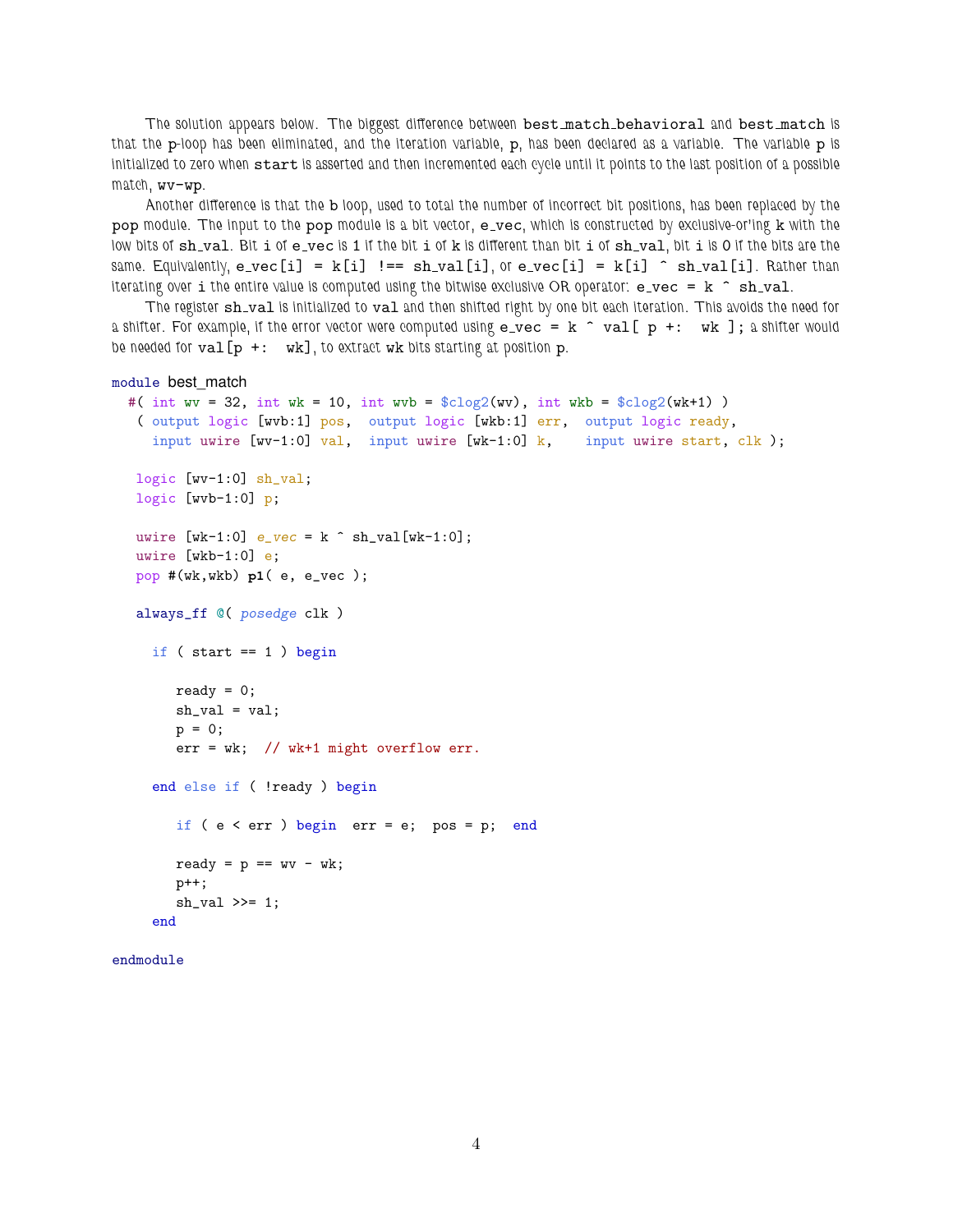The solution appears below. The biggest difference between `best_match_behavioral` and `best_match` is that the `p`-loop has been eliminated, and the iteration variable, `p`, has been declared as a variable. The variable `p` is initialized to zero when `start` is asserted and then incremented each cycle until it points to the last position of a possible match, `wv-wp`.

Another difference is that the `b` loop, used to total the number of incorrect bit positions, has been replaced by the `pop` module. The input to the `pop` module is a bit vector, `e_vec`, which is constructed by exclusive-or'ing `k` with the low bits of `sh_val`. Bit `i` of `e_vec` is 1 if the bit `i` of `k` is different than bit `i` of `sh_val`, bit `i` is 0 if the bits are the same. Equivalently, `e_vec[i] = k[i] !== sh_val[i]`, or `e_vec[i] = k[i] ^ sh_val[i]`. Rather than iterating over `i` the entire value is computed using the bitwise exclusive OR operator: `e_vec = k ^ sh_val`.

The register `sh_val` is initialized to `val` and then shifted right by one bit each iteration. This avoids the need for a shifter. For example, if the error vector were computed using `e_vec = k ^ val[ p +: wk ];` a shifter would be needed for `val[p +: wk]`, to extract `wk` bits starting at position `p`.

```
module best_match
  #( int wv = 32, int wk = 10, int wvb = $clog2(wv), int wkb = $clog2(wk+1) )
   ( output logic [wvb:1] pos,  output logic [wkb:1] err,  output logic ready,
     input uwire [wv-1:0] val,  input uwire [wk-1:0] k,    input uwire start, clk );

   logic [wv-1:0] sh_val;
   logic [wvb-1:0] p;

   uwire [wk-1:0] e_vec = k ^ sh_val[wk-1:0];
   uwire [wkb-1:0] e;
   pop #(wk,wkb) p1( e, e_vec );

   always_ff @( posedge clk )

     if ( start == 1 ) begin

        ready = 0;
        sh_val = val;
        p = 0;
        err = wk;  // wk+1 might overflow err.

     end else if ( !ready ) begin

        if ( e < err ) begin  err = e;  pos = p;  end

        ready = p == wv - wk;
        p++;
        sh_val >>= 1;
     end

endmodule
```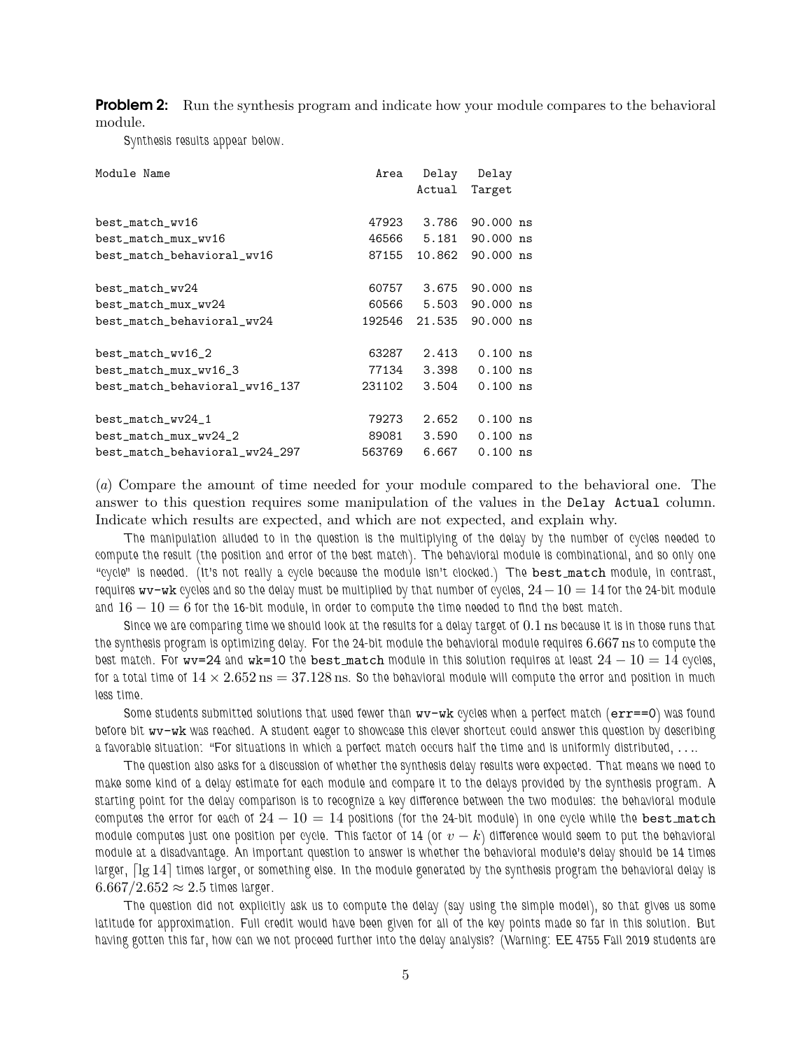**Problem 2:** Run the synthesis program and indicate how your module compares to the behavioral module.

Synthesis results appear below.

| Module Name | Area | Delay Actual | Delay Target |
|---|---|---|---|
| best_match_wv16 | 47923 | 3.786 | 90.000 ns |
| best_match_mux_wv16 | 46566 | 5.181 | 90.000 ns |
| best_match_behavioral_wv16 | 87155 | 10.862 | 90.000 ns |
| best_match_wv24 | 60757 | 3.675 | 90.000 ns |
| best_match_mux_wv24 | 60566 | 5.503 | 90.000 ns |
| best_match_behavioral_wv24 | 192546 | 21.535 | 90.000 ns |
| best_match_wv16_2 | 63287 | 2.413 | 0.100 ns |
| best_match_mux_wv16_3 | 77134 | 3.398 | 0.100 ns |
| best_match_behavioral_wv16_137 | 231102 | 3.504 | 0.100 ns |
| best_match_wv24_1 | 79273 | 2.652 | 0.100 ns |
| best_match_mux_wv24_2 | 89081 | 3.590 | 0.100 ns |
| best_match_behavioral_wv24_297 | 563769 | 6.667 | 0.100 ns |

(*a*) Compare the amount of time needed for your module compared to the behavioral one. The answer to this question requires some manipulation of the values in the `Delay Actual` column. Indicate which results are expected, and which are not expected, and explain why.

The manipulation alluded to in the question is the multiplying of the delay by the number of cycles needed to compute the result (the position and error of the best match). The behavioral module is combinational, and so only one "cycle" is needed. (It's not really a cycle because the module isn't clocked.) The `best_match` module, in contrast, requires `wv-wk` cycles and so the delay must be multiplied by that number of cycles, $24-10=14$ for the 24-bit module and $16-10=6$ for the 16-bit module, in order to compute the time needed to find the best match.

Since we are comparing time we should look at the results for a delay target of $0.1$ ns because it is in those runs that the synthesis program is optimizing delay. For the 24-bit module the behavioral module requires $6.667$ ns to compute the best match. For `wv=24` and `wk=10` the `best_match` module in this solution requires at least $24-10=14$ cycles, for a total time of $14\times 2.652\,\mathrm{ns}=37.128\,\mathrm{ns}$. So the behavioral module will compute the error and position in much less time.

Some students submitted solutions that used fewer than `wv-wk` cycles when a perfect match (`err==0`) was found before bit `wv-wk` was reached. A student eager to showcase this clever shortcut could answer this question by describing a favorable situation: "For situations in which a perfect match occurs half the time and is uniformly distributed, . . ..

The question also asks for a discussion of whether the synthesis delay results were expected. That means we need to make some kind of a delay estimate for each module and compare it to the delays provided by the synthesis program. A starting point for the delay comparison is to recognize a key difference between the two modules: the behavioral module computes the error for each of $24-10=14$ positions (for the 24-bit module) in one cycle while the `best_match` module computes just one position per cycle. This factor of 14 (or $v-k$) difference would seem to put the behavioral module at a disadvantage. An important question to answer is whether the behavioral module's delay should be 14 times larger, $\lceil \lg 14 \rceil$ times larger, or something else. In the module generated by the synthesis program the behavioral delay is $6.667/2.652\approx 2.5$ times larger.

The question did not explicitly ask us to compute the delay (say using the simple model), so that gives us some latitude for approximation. Full credit would have been given for all of the key points made so far in this solution. But having gotten this far, how can we not proceed further into the delay analysis? (Warning: EE 4755 Fall 2019 students are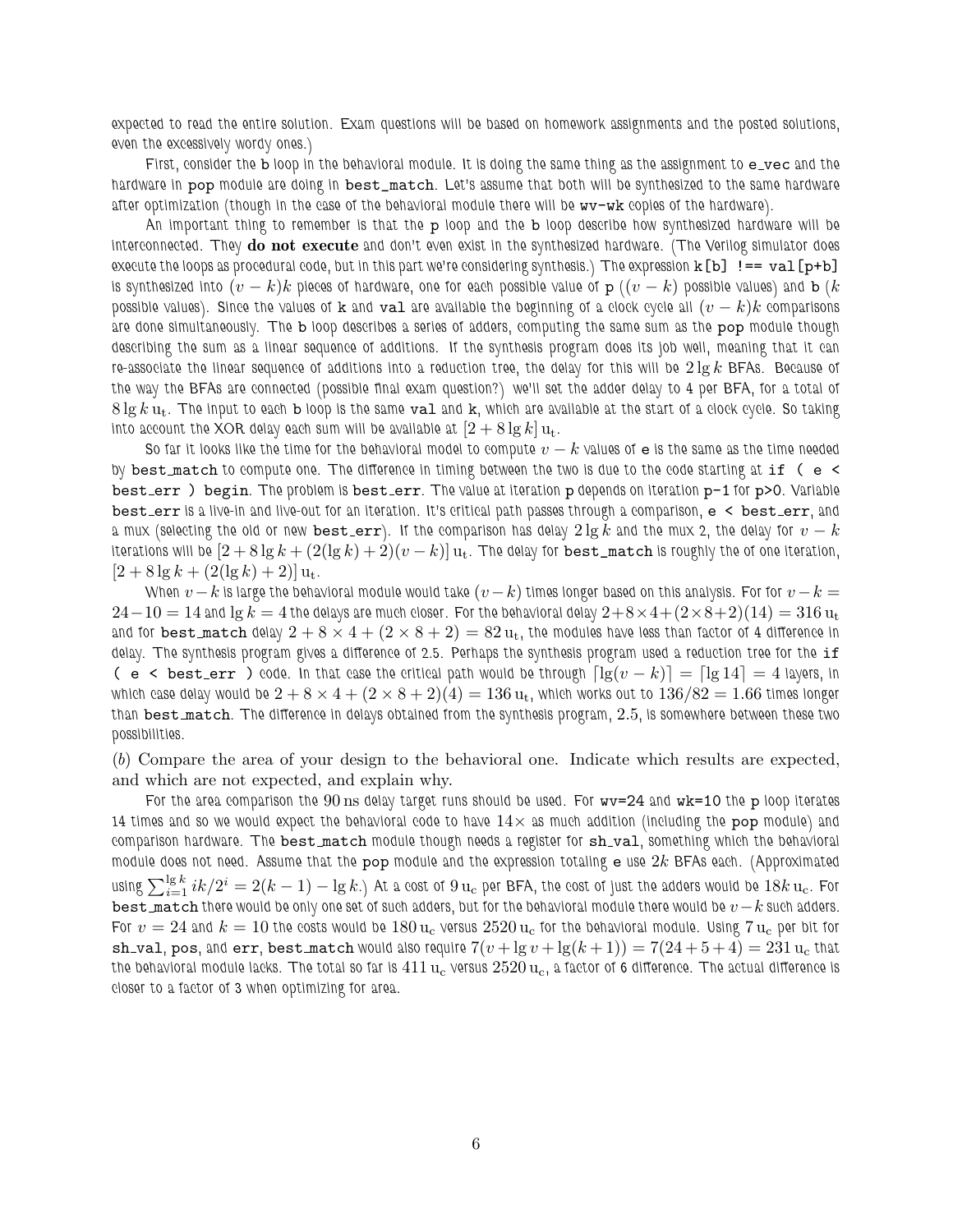expected to read the entire solution. Exam questions will be based on homework assignments and the posted solutions, even the excessively wordy ones.)

First, consider the `b` loop in the behavioral module. It is doing the same thing as the assignment to `e_vec` and the hardware in `pop` module are doing in `best_match`. Let's assume that both will be synthesized to the same hardware after optimization (though in the case of the behavioral module there will be `wv-wk` copies of the hardware).

An important thing to remember is that the `p` loop and the `b` loop describe how synthesized hardware will be interconnected. They **do not execute** and don't even exist in the synthesized hardware. (The Verilog simulator does execute the loops as procedural code, but in this part we're considering synthesis.) The expression `k[b] !== val[p+b]` is synthesized into $(v-k)k$ pieces of hardware, one for each possible value of `p` ($(v-k)$ possible values) and `b` ($k$ possible values). Since the values of `k` and `val` are available the beginning of a clock cycle all $(v-k)k$ comparisons are done simultaneously. The `b` loop describes a series of adders, computing the same sum as the `pop` module though describing the sum as a linear sequence of additions. If the synthesis program does its job well, meaning that it can re-associate the linear sequence of additions into a reduction tree, the delay for this will be $2\lg k$ BFAs. Because of the way the BFAs are connected (possible final exam question?) we'll set the adder delay to 4 per BFA, for a total of $8\lg k\,\mathrm{u_t}$. The input to each `b` loop is the same `val` and `k`, which are available at the start of a clock cycle. So taking into account the XOR delay each sum will be available at $[2+8\lg k]\,\mathrm{u_t}$.

So far it looks like the time for the behavioral model to compute $v-k$ values of `e` is the same as the time needed by `best_match` to compute one. The difference in timing between the two is due to the code starting at `if ( e < best_err ) begin`. The problem is `best_err`. The value at iteration `p` depends on iteration `p-1` for `p>0`. Variable `best_err` is a live-in and live-out for an iteration. It's critical path passes through a comparison, `e < best_err`, and a mux (selecting the old or new `best_err`). If the comparison has delay $2\lg k$ and the mux 2, the delay for $v-k$ iterations will be $[2+8\lg k+(2(\lg k)+2)(v-k)]\,\mathrm{u_t}$. The delay for `best_match` is roughly the of one iteration, $[2+8\lg k+(2(\lg k)+2)]\,\mathrm{u_t}$.

When $v-k$ is large the behavioral module would take $(v-k)$ times longer based on this analysis. For for $v-k = 24-10 = 14$ and $\lg k = 4$ the delays are much closer. For the behavioral delay $2+8\times 4+(2\times 8+2)(14) = 316\,\mathrm{u_t}$ and for `best_match` delay $2+8\times 4+(2\times 8+2) = 82\,\mathrm{u_t}$, the modules have less than factor of 4 difference in delay. The synthesis program gives a difference of 2.5. Perhaps the synthesis program used a reduction tree for the `if ( e < best_err )` code. In that case the critical path would be through $\lceil\lg(v-k)\rceil = \lceil\lg 14\rceil = 4$ layers, in which case delay would be $2+8\times 4+(2\times 8+2)(4) = 136\,\mathrm{u_t}$, which works out to $136/82 = 1.66$ times longer than `best_match`. The difference in delays obtained from the synthesis program, 2.5, is somewhere between these two possibilities.

(*b*) Compare the area of your design to the behavioral one. Indicate which results are expected, and which are not expected, and explain why.

For the area comparison the 90 ns delay target runs should be used. For `wv=24` and `wk=10` the `p` loop iterates 14 times and so we would expect the behavioral code to have $14\times$ as much addition (including the `pop` module) and comparison hardware. The `best_match` module though needs a register for `sh_val`, something which the behavioral module does not need. Assume that the `pop` module and the expression totaling `e` use $2k$ BFAs each. (Approximated using $\sum_{i=1}^{\lg k} ik/2^i = 2(k-1)-\lg k$.) At a cost of $9\,\mathrm{u_c}$ per BFA, the cost of just the adders would be $18k\,\mathrm{u_c}$. For `best_match` there would be only one set of such adders, but for the behavioral module there would be $v-k$ such adders. For $v=24$ and $k=10$ the costs would be $180\,\mathrm{u_c}$ versus $2520\,\mathrm{u_c}$ for the behavioral module. Using $7\,\mathrm{u_c}$ per bit for `sh_val`, `pos`, and `err`, `best_match` would also require $7(v+\lg v+\lg(k+1)) = 7(24+5+4) = 231\,\mathrm{u_c}$ that the behavioral module lacks. The total so far is $411\,\mathrm{u_c}$ versus $2520\,\mathrm{u_c}$, a factor of 6 difference. The actual difference is closer to a factor of 3 when optimizing for area.